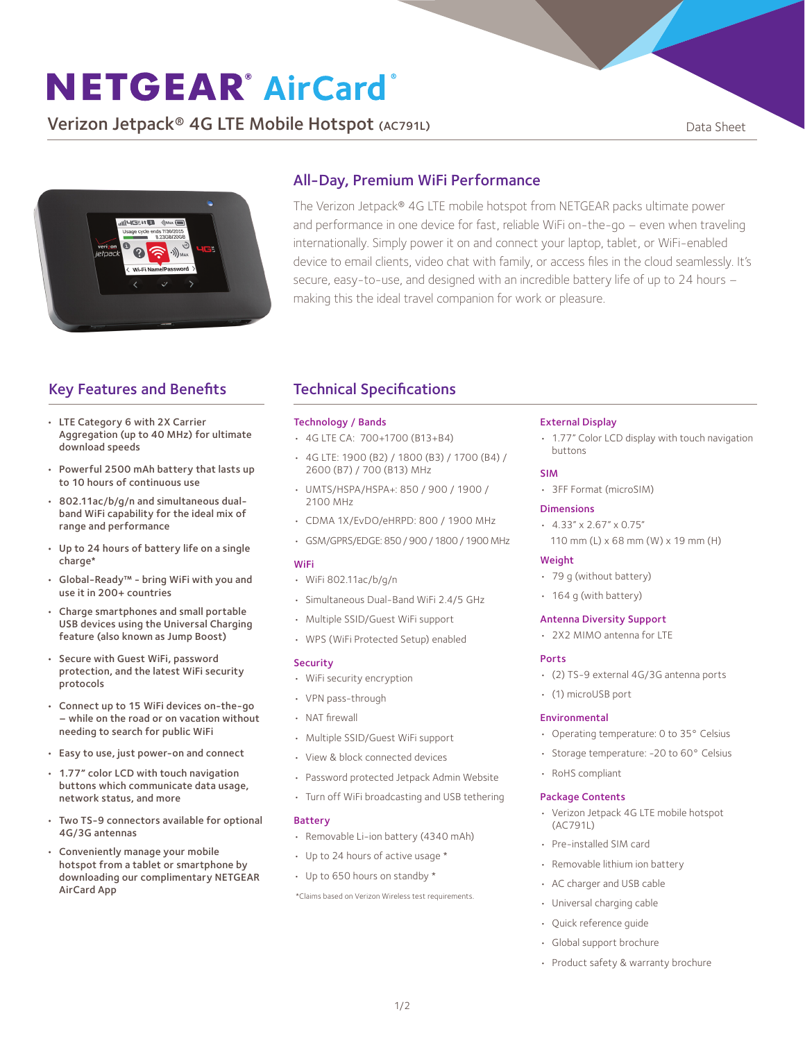# NETGEAR® AirCard®

## Verizon Jetpack® 4G LTE Mobile Hotspot (AC791L)

Data Sheet

## All-Day, Premium WiFi Performance

The Verizon Jetpack® 4G LTE mobile hotspot from NETGEAR packs ultimate power and performance in one device for fast, reliable WiFi on-the-go – even when traveling internationally. Simply power it on and connect your laptop, tablet, or WiFi-enabled device to email clients, video chat with family, or access files in the cloud seamlessly. It's secure, easy-to-use, and designed with an incredible battery life of up to 24 hours – making this the ideal travel companion for work or pleasure.

## Key Features and Benefits

- LTE Category 6 with 2X Carrier Aggregation (up to 40 MHz) for ultimate download speeds
- Powerful 2500 mAh battery that lasts up to 10 hours of continuous use
- 802.11ac/b/g/n and simultaneous dual-band WiFi capability for the ideal mix of range and performance
- Up to 24 hours of battery life on a single charge*
- Global-Ready™ - bring WiFi with you and use it in 200+ countries
- Charge smartphones and small portable USB devices using the Universal Charging feature (also known as Jump Boost)
- Secure with Guest WiFi, password protection, and the latest WiFi security protocols
- Connect up to 15 WiFi devices on-the-go – while on the road or on vacation without needing to search for public WiFi
- Easy to use, just power-on and connect
- 1.77" color LCD with touch navigation buttons which communicate data usage, network status, and more
- Two TS-9 connectors available for optional 4G/3G antennas
- Conveniently manage your mobile hotspot from a tablet or smartphone by downloading our complimentary NETGEAR AirCard App

## Technical Specifications

### Technology / Bands

- 4G LTE CA: 700+1700 (B13+B4)
- 4G LTE: 1900 (B2) / 1800 (B3) / 1700 (B4) / 2600 (B7) / 700 (B13) MHz
- UMTS/HSPA/HSPA+: 850 / 900 / 1900 / 2100 MHz
- CDMA 1X/EvDO/eHRPD: 800 / 1900 MHz
- GSM/GPRS/EDGE: 850 / 900 / 1800 / 1900 MHz

### WiFi

- WiFi 802.11ac/b/g/n
- Simultaneous Dual-Band WiFi 2.4/5 GHz
- Multiple SSID/Guest WiFi support
- WPS (WiFi Protected Setup) enabled

### Security

- WiFi security encryption
- VPN pass-through
- NAT firewall
- Multiple SSID/Guest WiFi support
- View & block connected devices
- Password protected Jetpack Admin Website
- Turn off WiFi broadcasting and USB tethering

### Battery

- Removable Li-ion battery (4340 mAh)
- Up to 24 hours of active usage *
- Up to 650 hours on standby *

*Claims based on Verizon Wireless test requirements.

### External Display

- 1.77" Color LCD display with touch navigation buttons

### SIM

- 3FF Format (microSIM)

### Dimensions

- 4.33" x 2.67" x 0.75"
  110 mm (L) x 68 mm (W) x 19 mm (H)

### Weight

- 79 g (without battery)
- 164 g (with battery)

### Antenna Diversity Support

- 2X2 MIMO antenna for LTE

### Ports

- (2) TS-9 external 4G/3G antenna ports
- (1) microUSB port

### Environmental

- Operating temperature: 0 to 35° Celsius
- Storage temperature: -20 to 60° Celsius
- RoHS compliant

### Package Contents

- Verizon Jetpack 4G LTE mobile hotspot (AC791L)
- Pre-installed SIM card
- Removable lithium ion battery
- AC charger and USB cable
- Universal charging cable
- Quick reference guide
- Global support brochure
- Product safety & warranty brochure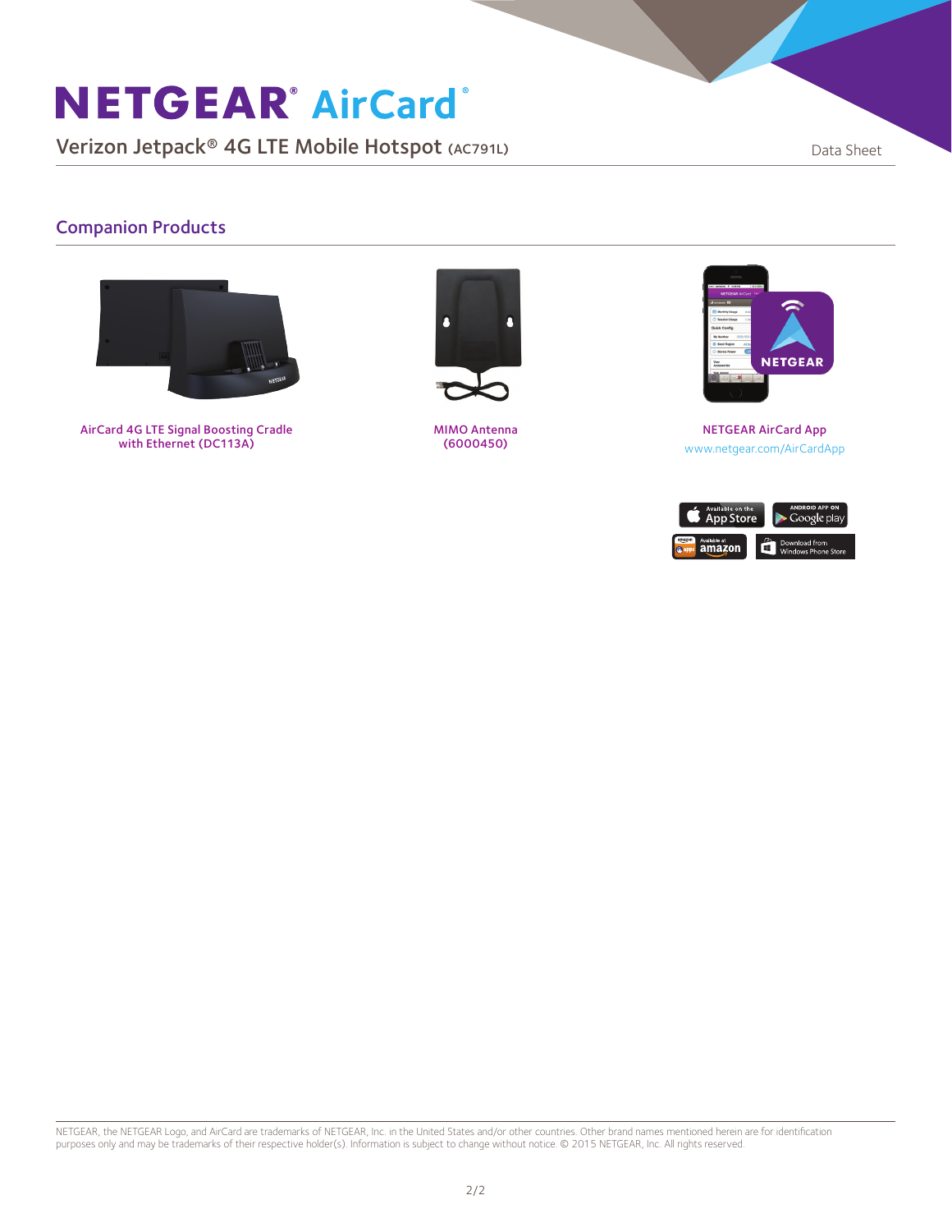# NETGEAR® AirCard®

Verizon Jetpack® 4G LTE Mobile Hotspot (AC791L)

Data Sheet

## Companion Products

**AirCard 4G LTE Signal Boosting Cradle with Ethernet (DC113A)**

**MIMO Antenna (6000450)**

**NETGEAR AirCard App**
www.netgear.com/AirCardApp

Available on the App Store
Android App on Google play
Available at amazon apps
Download from Windows Phone Store

NETGEAR, the NETGEAR Logo, and AirCard are trademarks of NETGEAR, Inc. in the United States and/or other countries. Other brand names mentioned herein are for identification purposes only and may be trademarks of their respective holder(s). Information is subject to change without notice. © 2015 NETGEAR, Inc. All rights reserved.